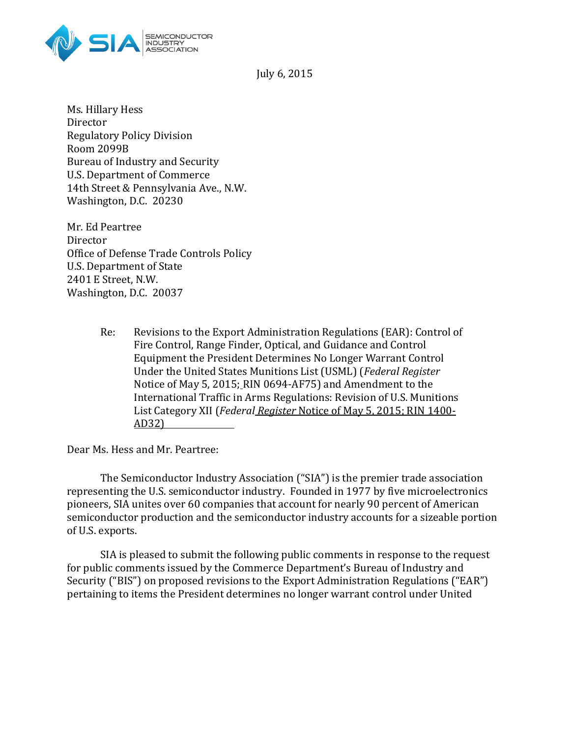SEMICONDUCTOR INDUSTRY ASSOCIATION

July 6, 2015

Ms. Hillary Hess
Director
Regulatory Policy Division
Room 2099B
Bureau of Industry and Security
U.S. Department of Commerce
14th Street & Pennsylvania Ave., N.W.
Washington, D.C. 20230

Mr. Ed Peartree
Director
Office of Defense Trade Controls Policy
U.S. Department of State
2401 E Street, N.W.
Washington, D.C. 20037

Re: Revisions to the Export Administration Regulations (EAR): Control of Fire Control, Range Finder, Optical, and Guidance and Control Equipment the President Determines No Longer Warrant Control Under the United States Munitions List (USML) (*Federal Register* Notice of May 5, 2015; RIN 0694-AF75) and Amendment to the International Traffic in Arms Regulations: Revision of U.S. Munitions List Category XII (*Federal Register* Notice of May 5, 2015; RIN 1400-AD32)

Dear Ms. Hess and Mr. Peartree:

The Semiconductor Industry Association ("SIA") is the premier trade association representing the U.S. semiconductor industry. Founded in 1977 by five microelectronics pioneers, SIA unites over 60 companies that account for nearly 90 percent of American semiconductor production and the semiconductor industry accounts for a sizeable portion of U.S. exports.

SIA is pleased to submit the following public comments in response to the request for public comments issued by the Commerce Department's Bureau of Industry and Security ("BIS") on proposed revisions to the Export Administration Regulations ("EAR") pertaining to items the President determines no longer warrant control under United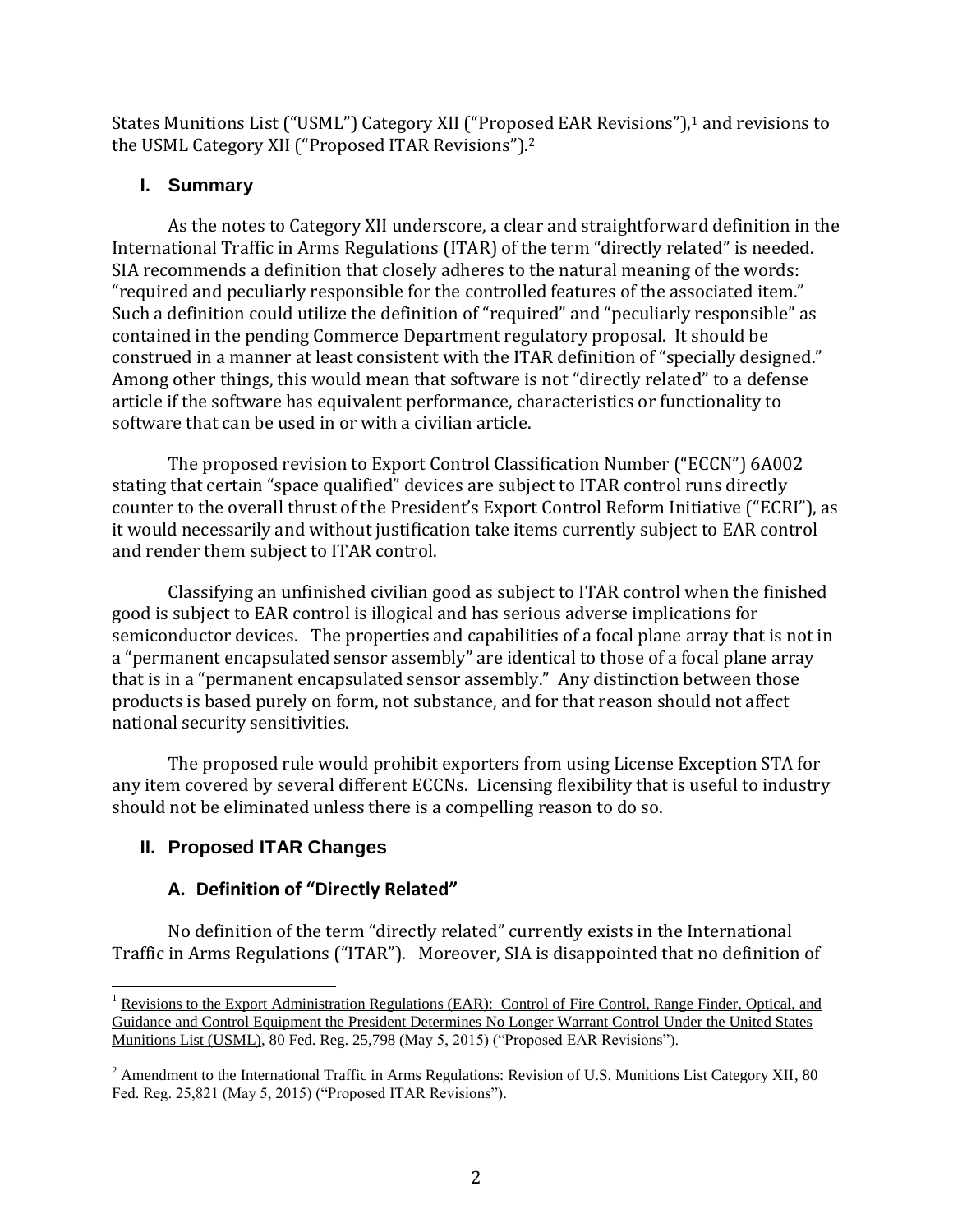States Munitions List ("USML") Category XII ("Proposed EAR Revisions"),[1] and revisions to the USML Category XII ("Proposed ITAR Revisions").[2]

## I. Summary

As the notes to Category XII underscore, a clear and straightforward definition in the International Traffic in Arms Regulations (ITAR) of the term "directly related" is needed. SIA recommends a definition that closely adheres to the natural meaning of the words: "required and peculiarly responsible for the controlled features of the associated item." Such a definition could utilize the definition of "required" and "peculiarly responsible" as contained in the pending Commerce Department regulatory proposal. It should be construed in a manner at least consistent with the ITAR definition of "specially designed." Among other things, this would mean that software is not "directly related" to a defense article if the software has equivalent performance, characteristics or functionality to software that can be used in or with a civilian article.

The proposed revision to Export Control Classification Number ("ECCN") 6A002 stating that certain "space qualified" devices are subject to ITAR control runs directly counter to the overall thrust of the President's Export Control Reform Initiative ("ECRI"), as it would necessarily and without justification take items currently subject to EAR control and render them subject to ITAR control.

Classifying an unfinished civilian good as subject to ITAR control when the finished good is subject to EAR control is illogical and has serious adverse implications for semiconductor devices. The properties and capabilities of a focal plane array that is not in a "permanent encapsulated sensor assembly" are identical to those of a focal plane array that is in a "permanent encapsulated sensor assembly." Any distinction between those products is based purely on form, not substance, and for that reason should not affect national security sensitivities.

The proposed rule would prohibit exporters from using License Exception STA for any item covered by several different ECCNs. Licensing flexibility that is useful to industry should not be eliminated unless there is a compelling reason to do so.

## II. Proposed ITAR Changes

### A. Definition of "Directly Related"

No definition of the term "directly related" currently exists in the International Traffic in Arms Regulations ("ITAR"). Moreover, SIA is disappointed that no definition of

---

[1] Revisions to the Export Administration Regulations (EAR): Control of Fire Control, Range Finder, Optical, and Guidance and Control Equipment the President Determines No Longer Warrant Control Under the United States Munitions List (USML), 80 Fed. Reg. 25,798 (May 5, 2015) ("Proposed EAR Revisions").

[2] Amendment to the International Traffic in Arms Regulations: Revision of U.S. Munitions List Category XII, 80 Fed. Reg. 25,821 (May 5, 2015) ("Proposed ITAR Revisions").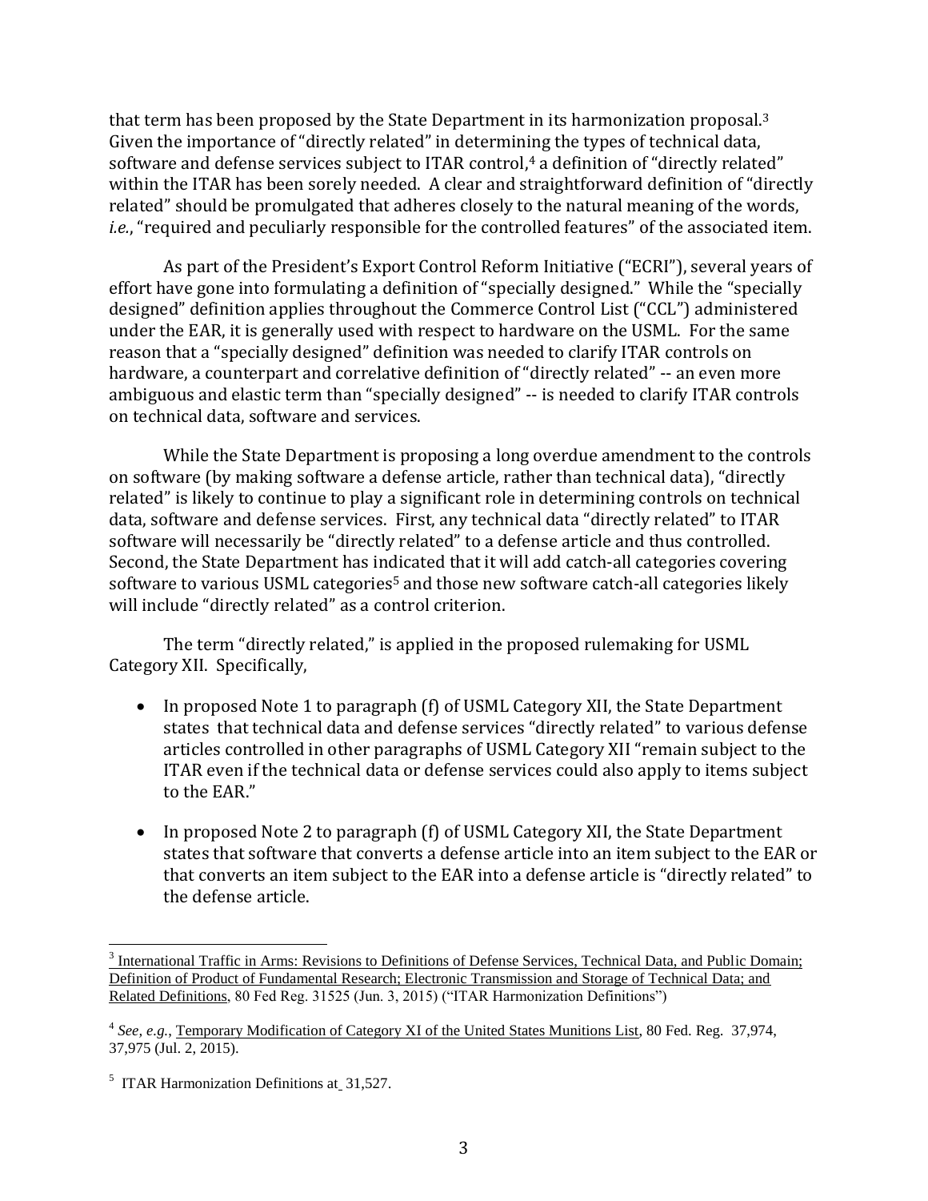that term has been proposed by the State Department in its harmonization proposal.[3] Given the importance of "directly related" in determining the types of technical data, software and defense services subject to ITAR control,[4] a definition of "directly related" within the ITAR has been sorely needed. A clear and straightforward definition of "directly related" should be promulgated that adheres closely to the natural meaning of the words, *i.e.*, "required and peculiarly responsible for the controlled features" of the associated item.

As part of the President's Export Control Reform Initiative ("ECRI"), several years of effort have gone into formulating a definition of "specially designed." While the "specially designed" definition applies throughout the Commerce Control List ("CCL") administered under the EAR, it is generally used with respect to hardware on the USML. For the same reason that a "specially designed" definition was needed to clarify ITAR controls on hardware, a counterpart and correlative definition of "directly related" -- an even more ambiguous and elastic term than "specially designed" -- is needed to clarify ITAR controls on technical data, software and services.

While the State Department is proposing a long overdue amendment to the controls on software (by making software a defense article, rather than technical data), "directly related" is likely to continue to play a significant role in determining controls on technical data, software and defense services. First, any technical data "directly related" to ITAR software will necessarily be "directly related" to a defense article and thus controlled. Second, the State Department has indicated that it will add catch-all categories covering software to various USML categories[5] and those new software catch-all categories likely will include "directly related" as a control criterion.

The term "directly related," is applied in the proposed rulemaking for USML Category XII. Specifically,

- In proposed Note 1 to paragraph (f) of USML Category XII, the State Department states that technical data and defense services "directly related" to various defense articles controlled in other paragraphs of USML Category XII "remain subject to the ITAR even if the technical data or defense services could also apply to items subject to the EAR."
- In proposed Note 2 to paragraph (f) of USML Category XII, the State Department states that software that converts a defense article into an item subject to the EAR or that converts an item subject to the EAR into a defense article is "directly related" to the defense article.

---

[3] International Traffic in Arms: Revisions to Definitions of Defense Services, Technical Data, and Public Domain; Definition of Product of Fundamental Research; Electronic Transmission and Storage of Technical Data; and Related Definitions, 80 Fed Reg. 31525 (Jun. 3, 2015) ("ITAR Harmonization Definitions")

[4] *See, e.g.*, Temporary Modification of Category XI of the United States Munitions List, 80 Fed. Reg. 37,974, 37,975 (Jul. 2, 2015).

[5] ITAR Harmonization Definitions at 31,527.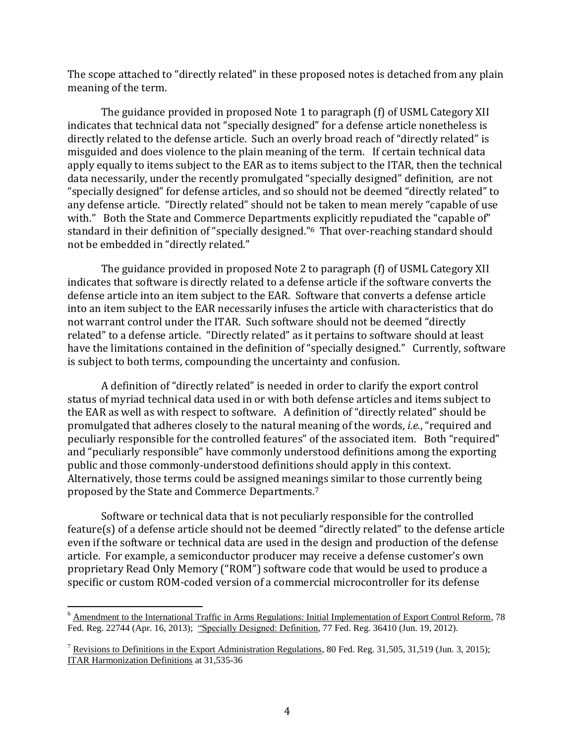The scope attached to "directly related" in these proposed notes is detached from any plain meaning of the term.

The guidance provided in proposed Note 1 to paragraph (f) of USML Category XII indicates that technical data not "specially designed" for a defense article nonetheless is directly related to the defense article. Such an overly broad reach of "directly related" is misguided and does violence to the plain meaning of the term. If certain technical data apply equally to items subject to the EAR as to items subject to the ITAR, then the technical data necessarily, under the recently promulgated "specially designed" definition, are not "specially designed" for defense articles, and so should not be deemed "directly related" to any defense article. "Directly related" should not be taken to mean merely "capable of use with." Both the State and Commerce Departments explicitly repudiated the "capable of" standard in their definition of "specially designed."[6] That over-reaching standard should not be embedded in "directly related."

The guidance provided in proposed Note 2 to paragraph (f) of USML Category XII indicates that software is directly related to a defense article if the software converts the defense article into an item subject to the EAR. Software that converts a defense article into an item subject to the EAR necessarily infuses the article with characteristics that do not warrant control under the ITAR. Such software should not be deemed "directly related" to a defense article. "Directly related" as it pertains to software should at least have the limitations contained in the definition of "specially designed." Currently, software is subject to both terms, compounding the uncertainty and confusion.

A definition of "directly related" is needed in order to clarify the export control status of myriad technical data used in or with both defense articles and items subject to the EAR as well as with respect to software. A definition of "directly related" should be promulgated that adheres closely to the natural meaning of the words, *i.e.*, "required and peculiarly responsible for the controlled features" of the associated item. Both "required" and "peculiarly responsible" have commonly understood definitions among the exporting public and those commonly-understood definitions should apply in this context. Alternatively, those terms could be assigned meanings similar to those currently being proposed by the State and Commerce Departments.[7]

Software or technical data that is not peculiarly responsible for the controlled feature(s) of a defense article should not be deemed "directly related" to the defense article even if the software or technical data are used in the design and production of the defense article. For example, a semiconductor producer may receive a defense customer's own proprietary Read Only Memory ("ROM") software code that would be used to produce a specific or custom ROM-coded version of a commercial microcontroller for its defense

---

[6] Amendment to the International Traffic in Arms Regulations: Initial Implementation of Export Control Reform, 78 Fed. Reg. 22744 (Apr. 16, 2013); "Specially Designed: Definition, 77 Fed. Reg. 36410 (Jun. 19, 2012).

[7] Revisions to Definitions in the Export Administration Regulations, 80 Fed. Reg. 31,505, 31,519 (Jun. 3, 2015); ITAR Harmonization Definitions at 31,535-36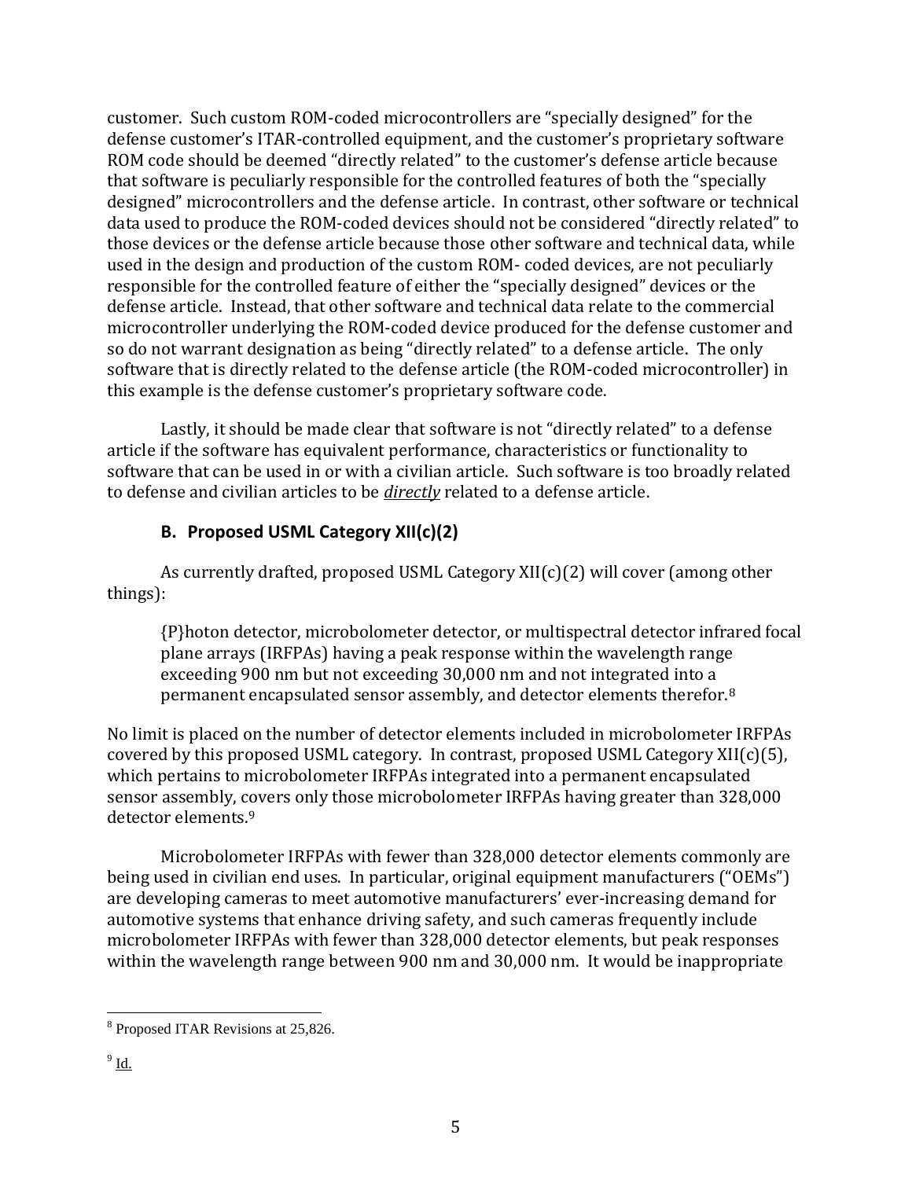customer. Such custom ROM-coded microcontrollers are "specially designed" for the defense customer's ITAR-controlled equipment, and the customer's proprietary software ROM code should be deemed "directly related" to the customer's defense article because that software is peculiarly responsible for the controlled features of both the "specially designed" microcontrollers and the defense article. In contrast, other software or technical data used to produce the ROM-coded devices should not be considered "directly related" to those devices or the defense article because those other software and technical data, while used in the design and production of the custom ROM- coded devices, are not peculiarly responsible for the controlled feature of either the "specially designed" devices or the defense article. Instead, that other software and technical data relate to the commercial microcontroller underlying the ROM-coded device produced for the defense customer and so do not warrant designation as being "directly related" to a defense article. The only software that is directly related to the defense article (the ROM-coded microcontroller) in this example is the defense customer's proprietary software code.

Lastly, it should be made clear that software is not "directly related" to a defense article if the software has equivalent performance, characteristics or functionality to software that can be used in or with a civilian article. Such software is too broadly related to defense and civilian articles to be ***directly*** related to a defense article.

### B. Proposed USML Category XII(c)(2)

As currently drafted, proposed USML Category XII(c)(2) will cover (among other things):

> {P}hoton detector, microbolometer detector, or multispectral detector infrared focal plane arrays (IRFPAs) having a peak response within the wavelength range exceeding 900 nm but not exceeding 30,000 nm and not integrated into a permanent encapsulated sensor assembly, and detector elements therefor.[8]

No limit is placed on the number of detector elements included in microbolometer IRFPAs covered by this proposed USML category. In contrast, proposed USML Category XII(c)(5), which pertains to microbolometer IRFPAs integrated into a permanent encapsulated sensor assembly, covers only those microbolometer IRFPAs having greater than 328,000 detector elements.[9]

Microbolometer IRFPAs with fewer than 328,000 detector elements commonly are being used in civilian end uses. In particular, original equipment manufacturers ("OEMs") are developing cameras to meet automotive manufacturers' ever-increasing demand for automotive systems that enhance driving safety, and such cameras frequently include microbolometer IRFPAs with fewer than 328,000 detector elements, but peak responses within the wavelength range between 900 nm and 30,000 nm. It would be inappropriate

---

[8] Proposed ITAR Revisions at 25,826.

[9] Id.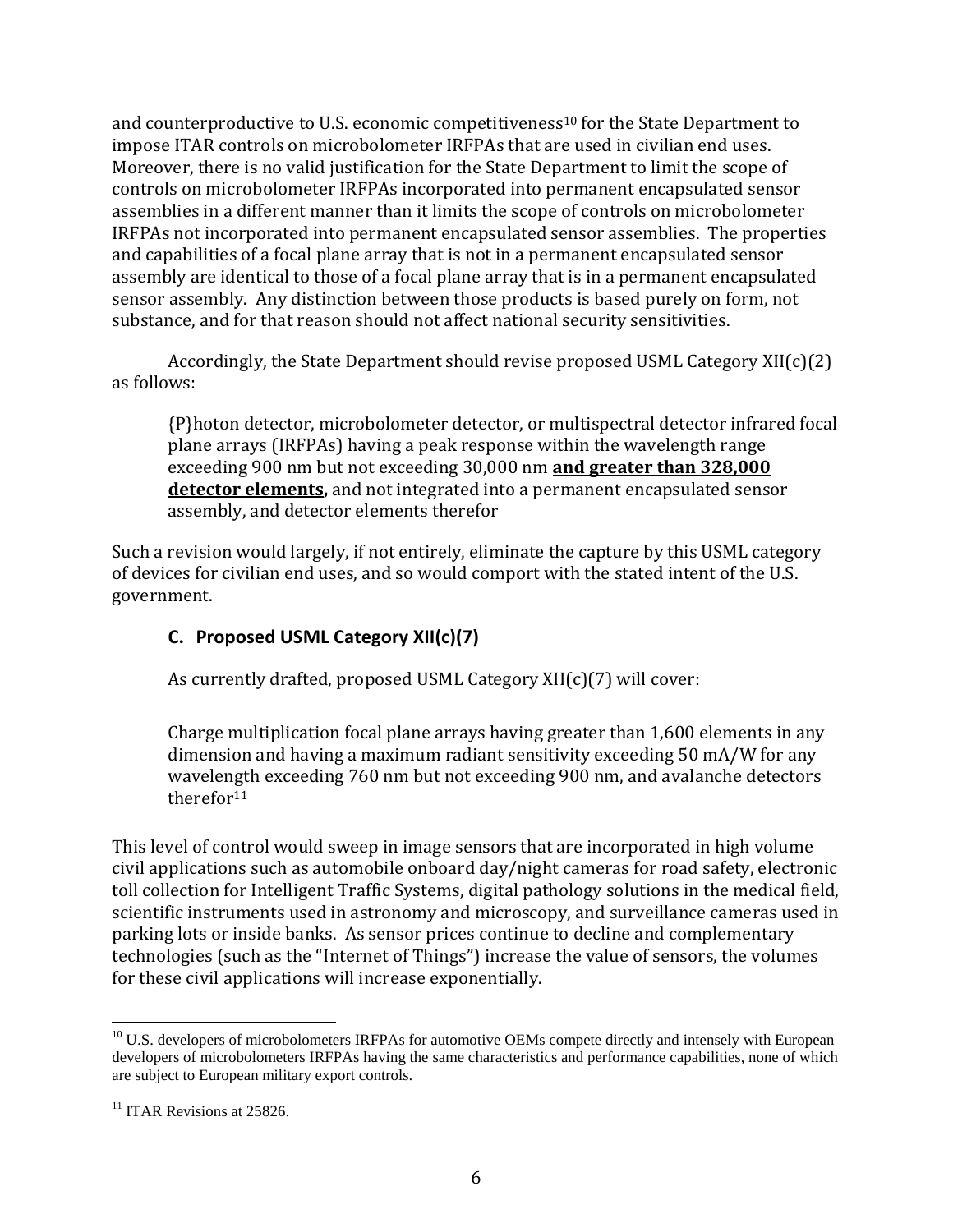and counterproductive to U.S. economic competitiveness[10] for the State Department to impose ITAR controls on microbolometer IRFPAs that are used in civilian end uses. Moreover, there is no valid justification for the State Department to limit the scope of controls on microbolometer IRFPAs incorporated into permanent encapsulated sensor assemblies in a different manner than it limits the scope of controls on microbolometer IRFPAs not incorporated into permanent encapsulated sensor assemblies. The properties and capabilities of a focal plane array that is not in a permanent encapsulated sensor assembly are identical to those of a focal plane array that is in a permanent encapsulated sensor assembly. Any distinction between those products is based purely on form, not substance, and for that reason should not affect national security sensitivities.

Accordingly, the State Department should revise proposed USML Category XII(c)(2) as follows:

> {P}hoton detector, microbolometer detector, or multispectral detector infrared focal plane arrays (IRFPAs) having a peak response within the wavelength range exceeding 900 nm but not exceeding 30,000 nm **<u>and greater than 328,000 detector elements</u>,** and not integrated into a permanent encapsulated sensor assembly, and detector elements therefor

Such a revision would largely, if not entirely, eliminate the capture by this USML category of devices for civilian end uses, and so would comport with the stated intent of the U.S. government.

### C. Proposed USML Category XII(c)(7)

As currently drafted, proposed USML Category XII(c)(7) will cover:

> Charge multiplication focal plane arrays having greater than 1,600 elements in any dimension and having a maximum radiant sensitivity exceeding 50 mA/W for any wavelength exceeding 760 nm but not exceeding 900 nm, and avalanche detectors therefor[11]

This level of control would sweep in image sensors that are incorporated in high volume civil applications such as automobile onboard day/night cameras for road safety, electronic toll collection for Intelligent Traffic Systems, digital pathology solutions in the medical field, scientific instruments used in astronomy and microscopy, and surveillance cameras used in parking lots or inside banks. As sensor prices continue to decline and complementary technologies (such as the "Internet of Things") increase the value of sensors, the volumes for these civil applications will increase exponentially.

---

[10] U.S. developers of microbolometers IRFPAs for automotive OEMs compete directly and intensely with European developers of microbolometers IRFPAs having the same characteristics and performance capabilities, none of which are subject to European military export controls.

[11] ITAR Revisions at 25826.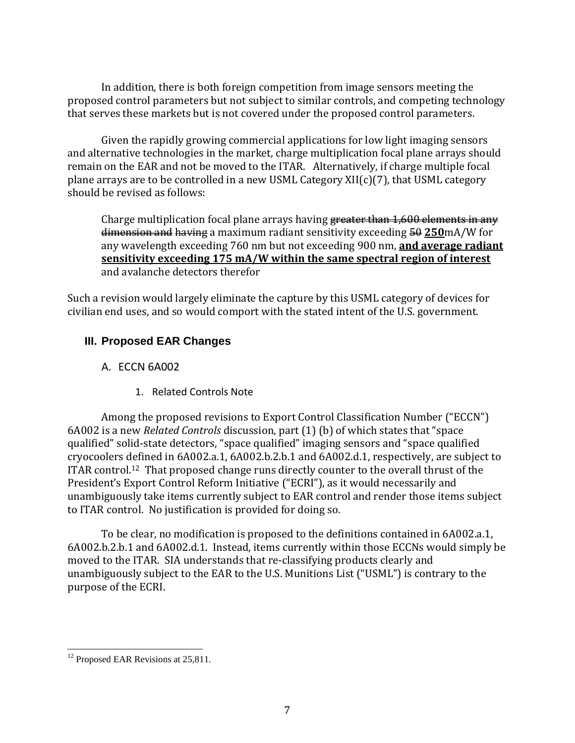In addition, there is both foreign competition from image sensors meeting the proposed control parameters but not subject to similar controls, and competing technology that serves these markets but is not covered under the proposed control parameters.

Given the rapidly growing commercial applications for low light imaging sensors and alternative technologies in the market, charge multiplication focal plane arrays should remain on the EAR and not be moved to the ITAR. Alternatively, if charge multiple focal plane arrays are to be controlled in a new USML Category XII(c)(7), that USML category should be revised as follows:

> Charge multiplication focal plane arrays having ~~greater than 1,600 elements in any dimension and~~ having a maximum radiant sensitivity exceeding ~~50~~ **250**mA/W for any wavelength exceeding 760 nm but not exceeding 900 nm, **and average radiant sensitivity exceeding 175 mA/W within the same spectral region of interest** and avalanche detectors therefor

Such a revision would largely eliminate the capture by this USML category of devices for civilian end uses, and so would comport with the stated intent of the U.S. government.

## III. Proposed EAR Changes

### A. ECCN 6A002

#### 1. Related Controls Note

Among the proposed revisions to Export Control Classification Number ("ECCN") 6A002 is a new *Related Controls* discussion, part (1) (b) of which states that "space qualified" solid-state detectors, "space qualified" imaging sensors and "space qualified cryocoolers defined in 6A002.a.1, 6A002.b.2.b.1 and 6A002.d.1, respectively, are subject to ITAR control.[12] That proposed change runs directly counter to the overall thrust of the President's Export Control Reform Initiative ("ECRI"), as it would necessarily and unambiguously take items currently subject to EAR control and render those items subject to ITAR control. No justification is provided for doing so.

To be clear, no modification is proposed to the definitions contained in 6A002.a.1, 6A002.b.2.b.1 and 6A002.d.1. Instead, items currently within those ECCNs would simply be moved to the ITAR. SIA understands that re-classifying products clearly and unambiguously subject to the EAR to the U.S. Munitions List ("USML") is contrary to the purpose of the ECRI.

---

[12] Proposed EAR Revisions at 25,811.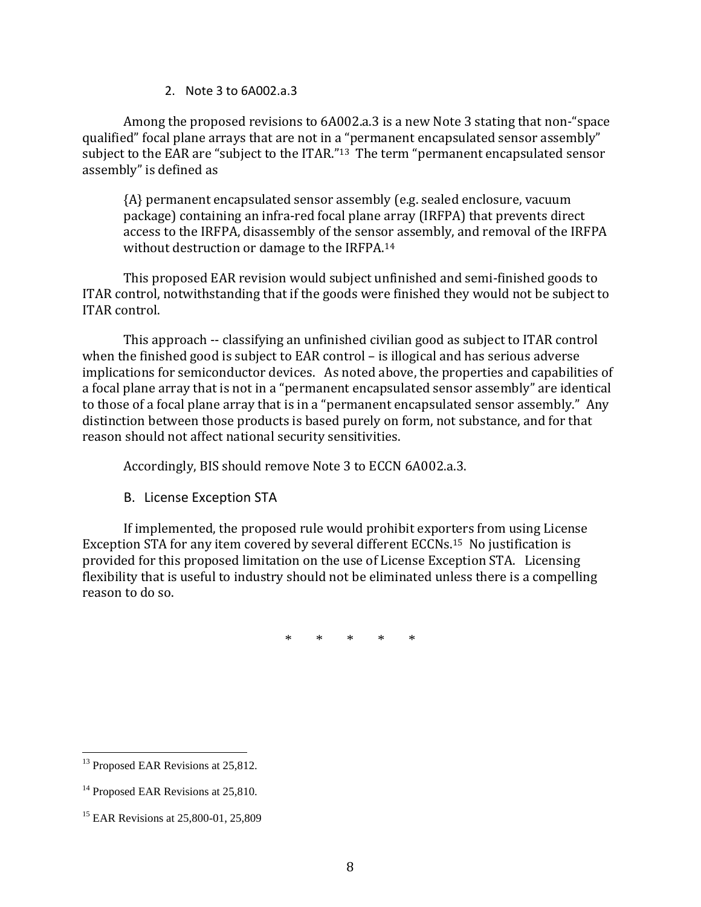2. Note 3 to 6A002.a.3

Among the proposed revisions to 6A002.a.3 is a new Note 3 stating that non-"space qualified" focal plane arrays that are not in a "permanent encapsulated sensor assembly" subject to the EAR are "subject to the ITAR."[13] The term "permanent encapsulated sensor assembly" is defined as

> {A} permanent encapsulated sensor assembly (e.g. sealed enclosure, vacuum package) containing an infra-red focal plane array (IRFPA) that prevents direct access to the IRFPA, disassembly of the sensor assembly, and removal of the IRFPA without destruction or damage to the IRFPA.[14]

This proposed EAR revision would subject unfinished and semi-finished goods to ITAR control, notwithstanding that if the goods were finished they would not be subject to ITAR control.

This approach -- classifying an unfinished civilian good as subject to ITAR control when the finished good is subject to EAR control – is illogical and has serious adverse implications for semiconductor devices. As noted above, the properties and capabilities of a focal plane array that is not in a "permanent encapsulated sensor assembly" are identical to those of a focal plane array that is in a "permanent encapsulated sensor assembly." Any distinction between those products is based purely on form, not substance, and for that reason should not affect national security sensitivities.

Accordingly, BIS should remove Note 3 to ECCN 6A002.a.3.

B. License Exception STA

If implemented, the proposed rule would prohibit exporters from using License Exception STA for any item covered by several different ECCNs.[15] No justification is provided for this proposed limitation on the use of License Exception STA. Licensing flexibility that is useful to industry should not be eliminated unless there is a compelling reason to do so.

\* \* \* \* \*

---

[13] Proposed EAR Revisions at 25,812.

[14] Proposed EAR Revisions at 25,810.

[15] EAR Revisions at 25,800-01, 25,809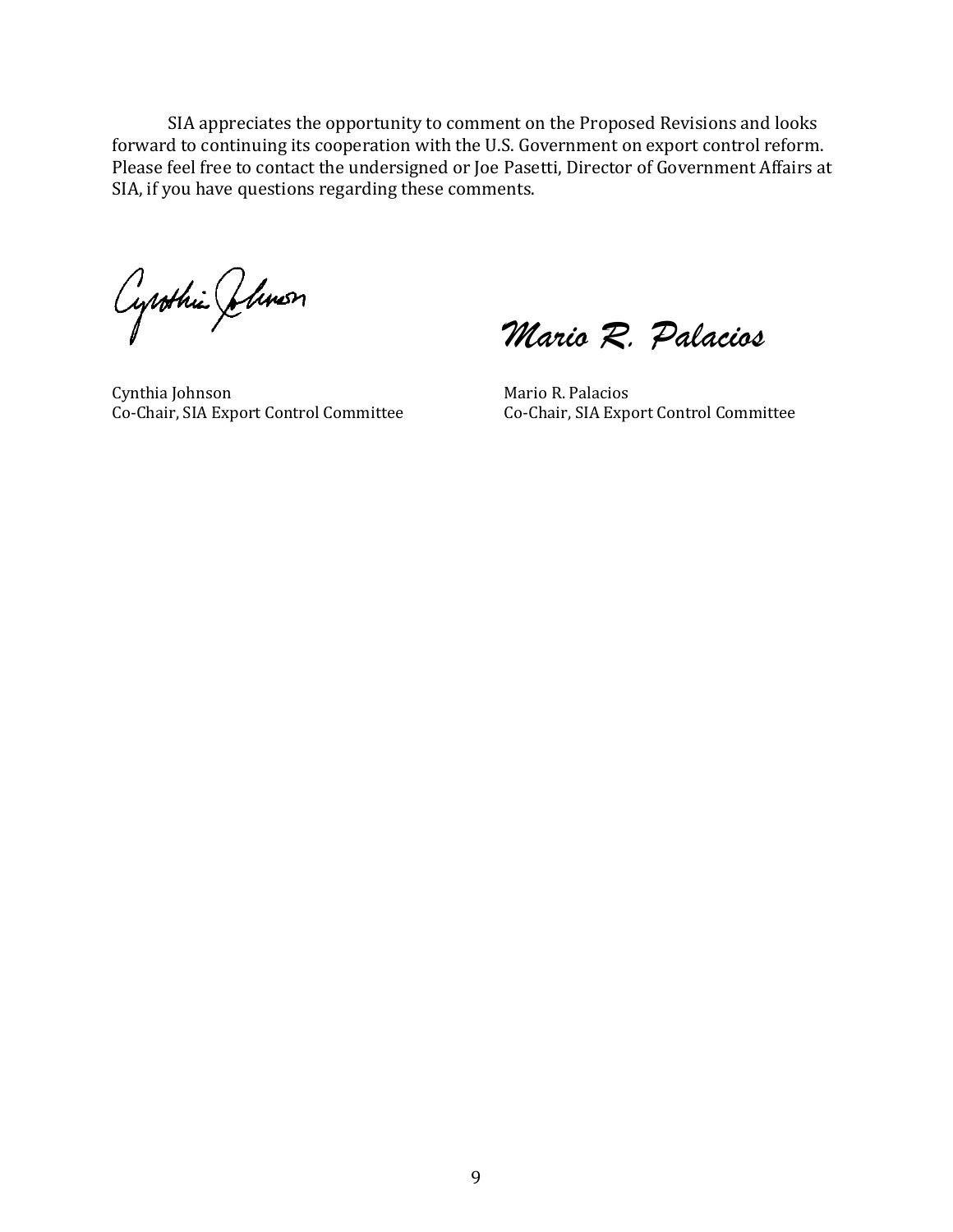SIA appreciates the opportunity to comment on the Proposed Revisions and looks forward to continuing its cooperation with the U.S. Government on export control reform. Please feel free to contact the undersigned or Joe Pasetti, Director of Government Affairs at SIA, if you have questions regarding these comments.

Cynthia Johnson
Co-Chair, SIA Export Control Committee

*Mario R. Palacios*

Mario R. Palacios
Co-Chair, SIA Export Control Committee